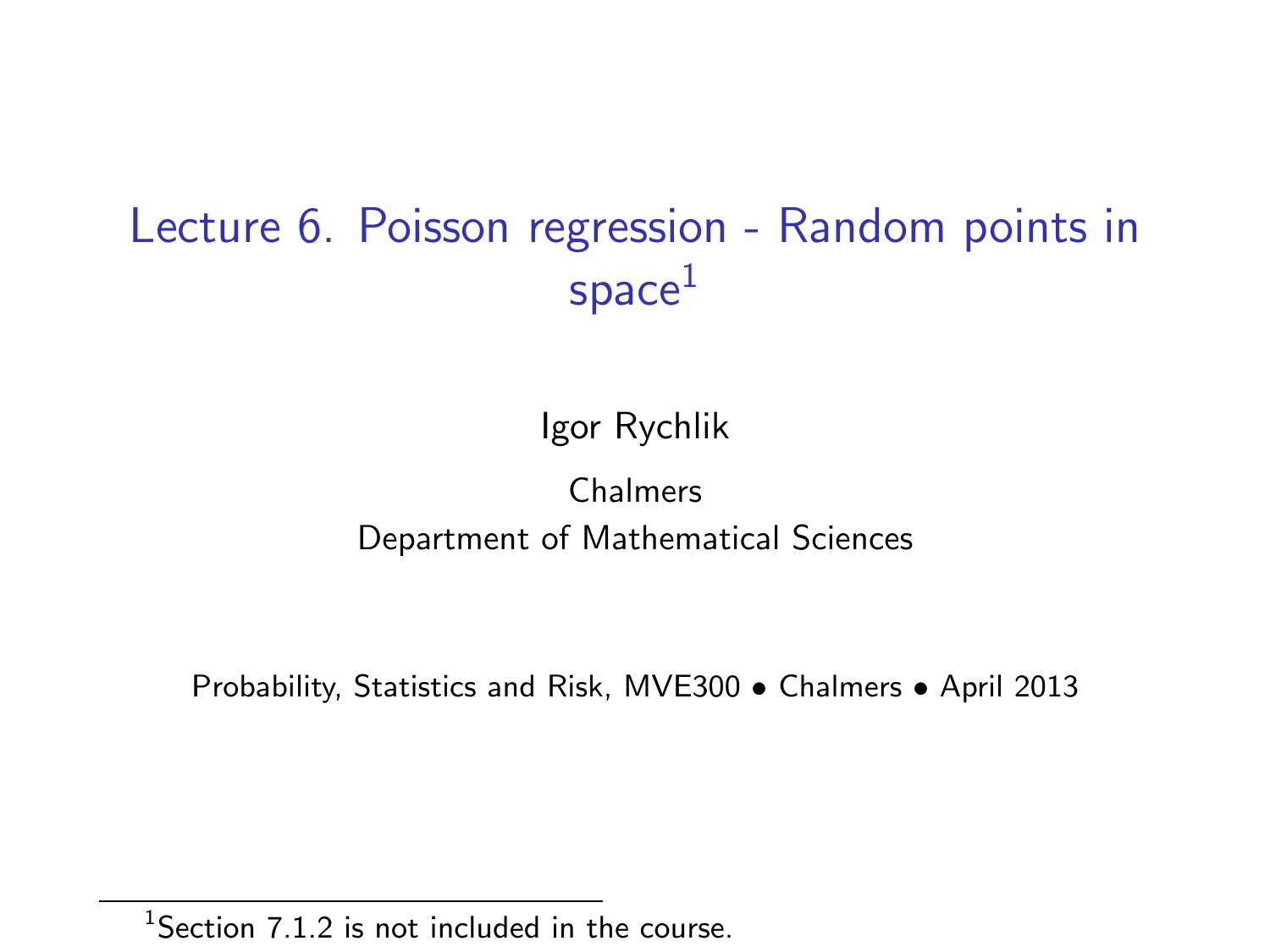# Lecture 6. Poisson regression - Random points in space[1]

Igor Rychlik

Chalmers
Department of Mathematical Sciences

Probability, Statistics and Risk, MVE300 • Chalmers • April 2013

[1] Section 7.1.2 is not included in the course.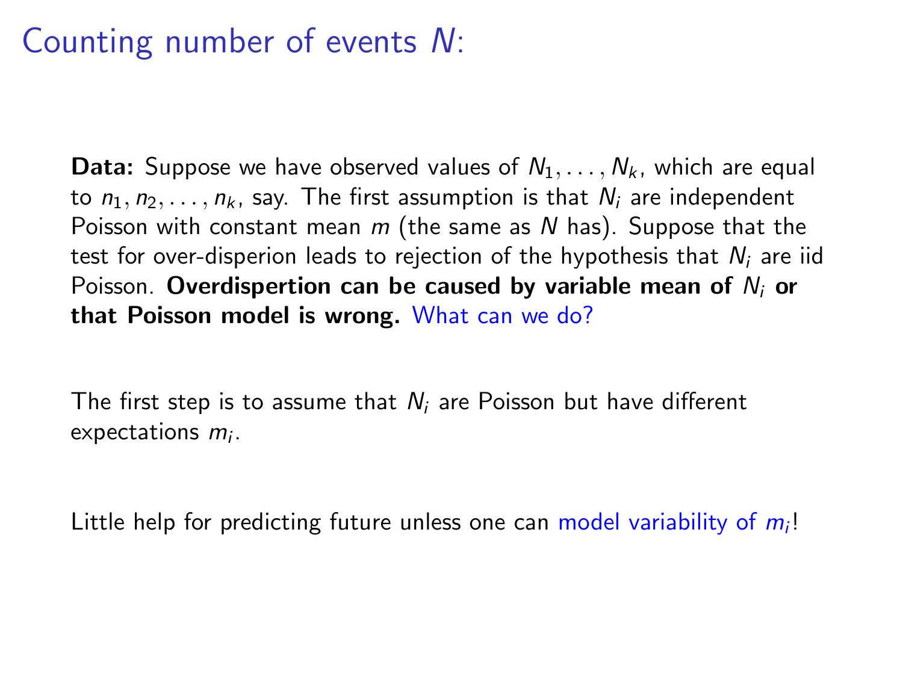# Counting number of events $N$:

**Data:** Suppose we have observed values of $N_1, \ldots, N_k$, which are equal to $n_1, n_2, \ldots, n_k$, say. The first assumption is that $N_i$ are independent Poisson with constant mean $m$ (the same as $N$ has). Suppose that the test for over-disperion leads to rejection of the hypothesis that $N_i$ are iid Poisson. **Overdispertion can be caused by variable mean of $N_i$ or that Poisson model is wrong.** What can we do?

The first step is to assume that $N_i$ are Poisson but have different expectations $m_i$.

Little help for predicting future unless one can model variability of $m_i$!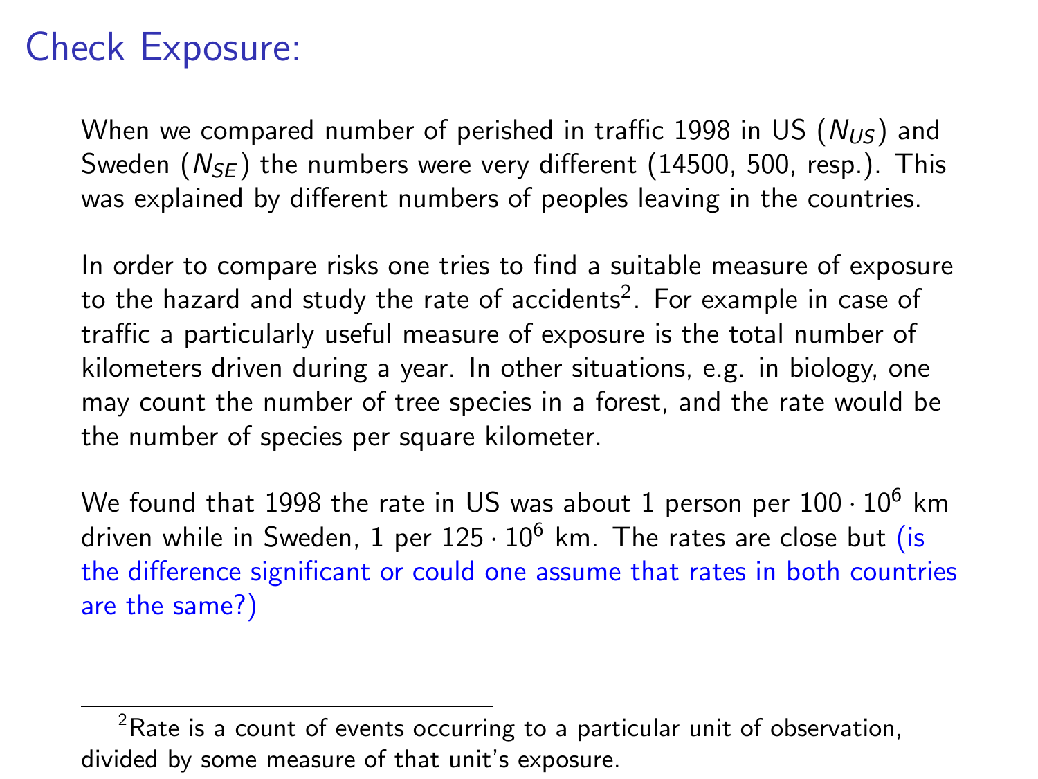# Check Exposure:

When we compared number of perished in traffic 1998 in US ($N_{US}$) and Sweden ($N_{SE}$) the numbers were very different (14500, 500, resp.). This was explained by different numbers of peoples leaving in the countries.

In order to compare risks one tries to find a suitable measure of exposure to the hazard and study the rate of accidents[2]. For example in case of traffic a particularly useful measure of exposure is the total number of kilometers driven during a year. In other situations, e.g. in biology, one may count the number of tree species in a forest, and the rate would be the number of species per square kilometer.

We found that 1998 the rate in US was about 1 person per $100 \cdot 10^6$ km driven while in Sweden, 1 per $125 \cdot 10^6$ km. The rates are close but (is the difference significant or could one assume that rates in both countries are the same?)

[2] Rate is a count of events occurring to a particular unit of observation, divided by some measure of that unit's exposure.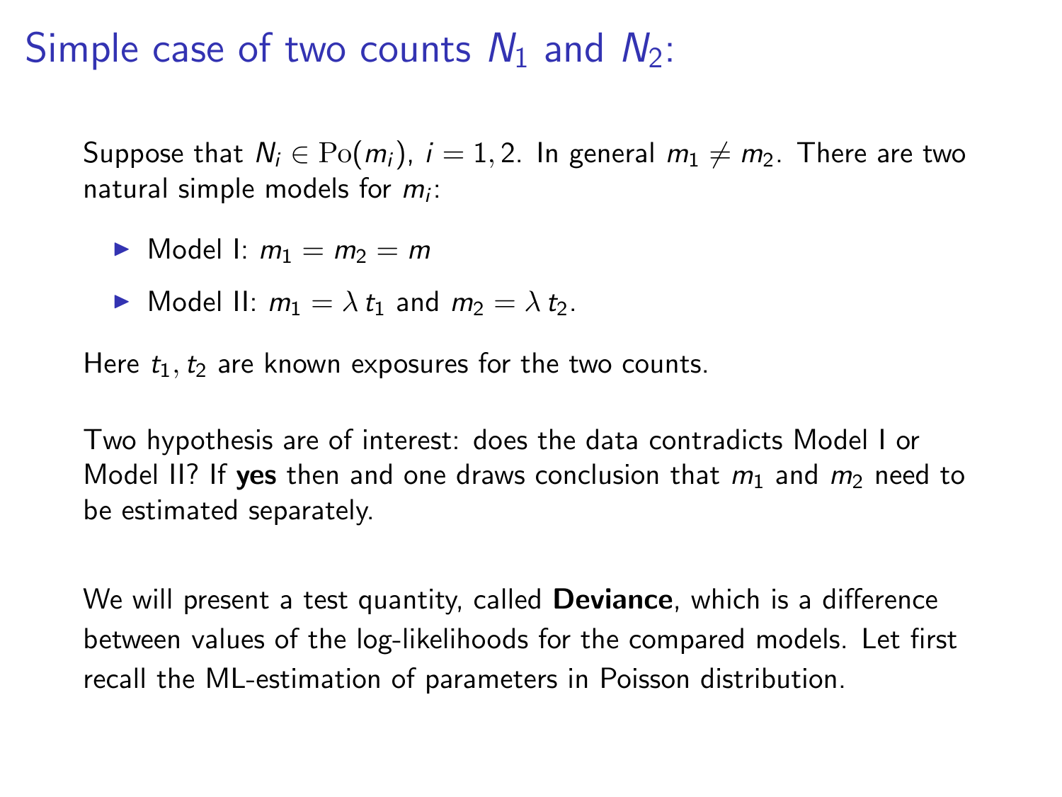# Simple case of two counts $N_1$ and $N_2$:

Suppose that $N_i \in \mathrm{Po}(m_i)$, $i = 1, 2$. In general $m_1 \neq m_2$. There are two natural simple models for $m_i$:

- Model I: $m_1 = m_2 = m$
- Model II: $m_1 = \lambda\, t_1$ and $m_2 = \lambda\, t_2$.

Here $t_1, t_2$ are known exposures for the two counts.

Two hypothesis are of interest: does the data contradicts Model I or Model II? If **yes** then and one draws conclusion that $m_1$ and $m_2$ need to be estimated separately.

We will present a test quantity, called **Deviance**, which is a difference between values of the log-likelihoods for the compared models. Let first recall the ML-estimation of parameters in Poisson distribution.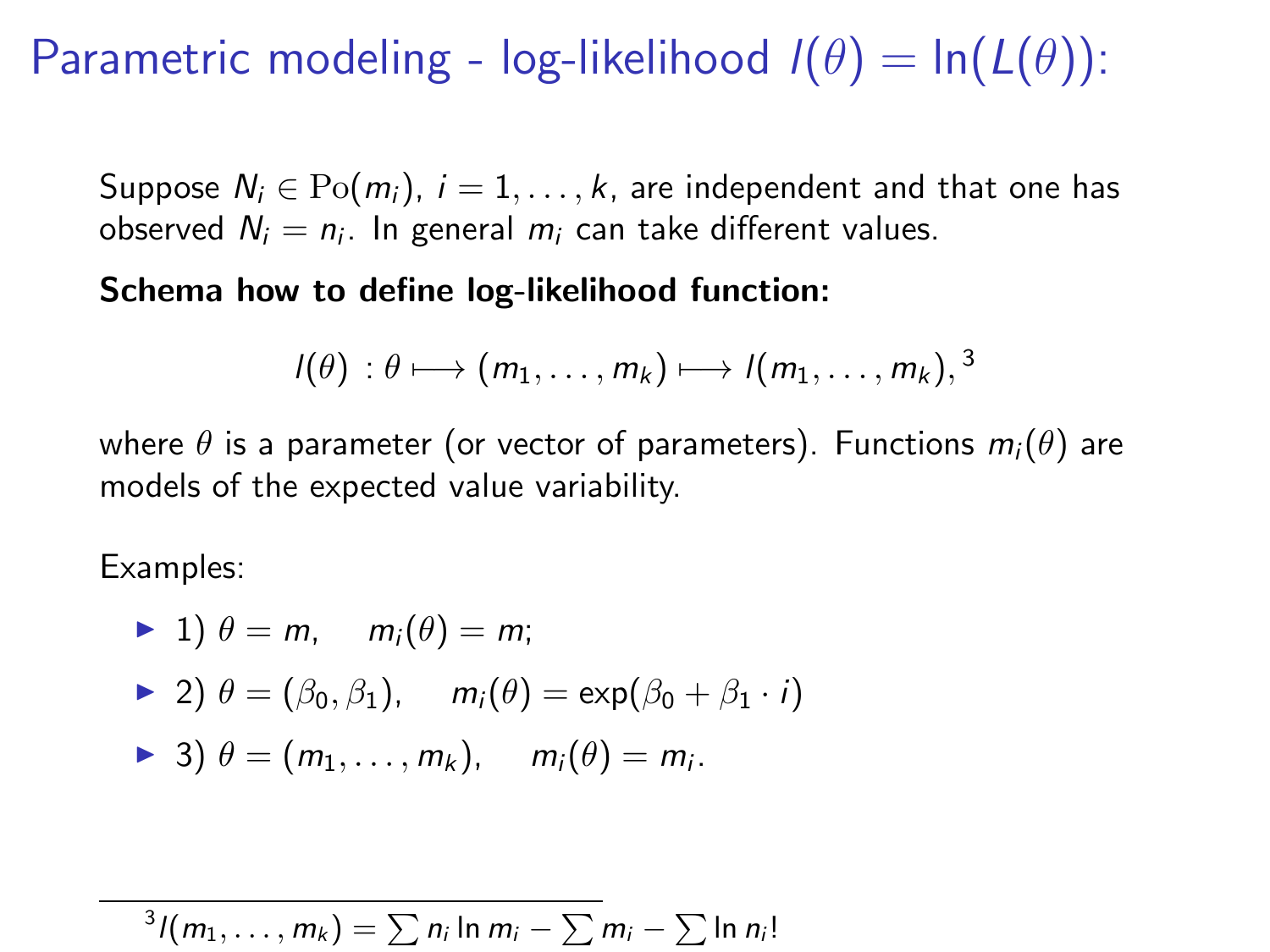# Parametric modeling - log-likelihood $l(\theta) = \ln(L(\theta))$:

Suppose $N_i \in \mathrm{Po}(m_i)$, $i = 1, \ldots, k$, are independent and that one has observed $N_i = n_i$. In general $m_i$ can take different values.

**Schema how to define log-likelihood function:**

$$l(\theta) \, : \theta \longmapsto (m_1, \ldots, m_k) \longmapsto l(m_1, \ldots, m_k),^{3}$$

where $\theta$ is a parameter (or vector of parameters). Functions $m_i(\theta)$ are models of the expected value variability.

Examples:

- 1) $\theta = m, \quad m_i(\theta) = m;$
- 2) $\theta = (\beta_0, \beta_1), \quad m_i(\theta) = \exp(\beta_0 + \beta_1 \cdot i)$
- 3) $\theta = (m_1, \ldots, m_k), \quad m_i(\theta) = m_i.$

---

[3] $l(m_1, \ldots, m_k) = \sum n_i \ln m_i - \sum m_i - \sum \ln n_i!$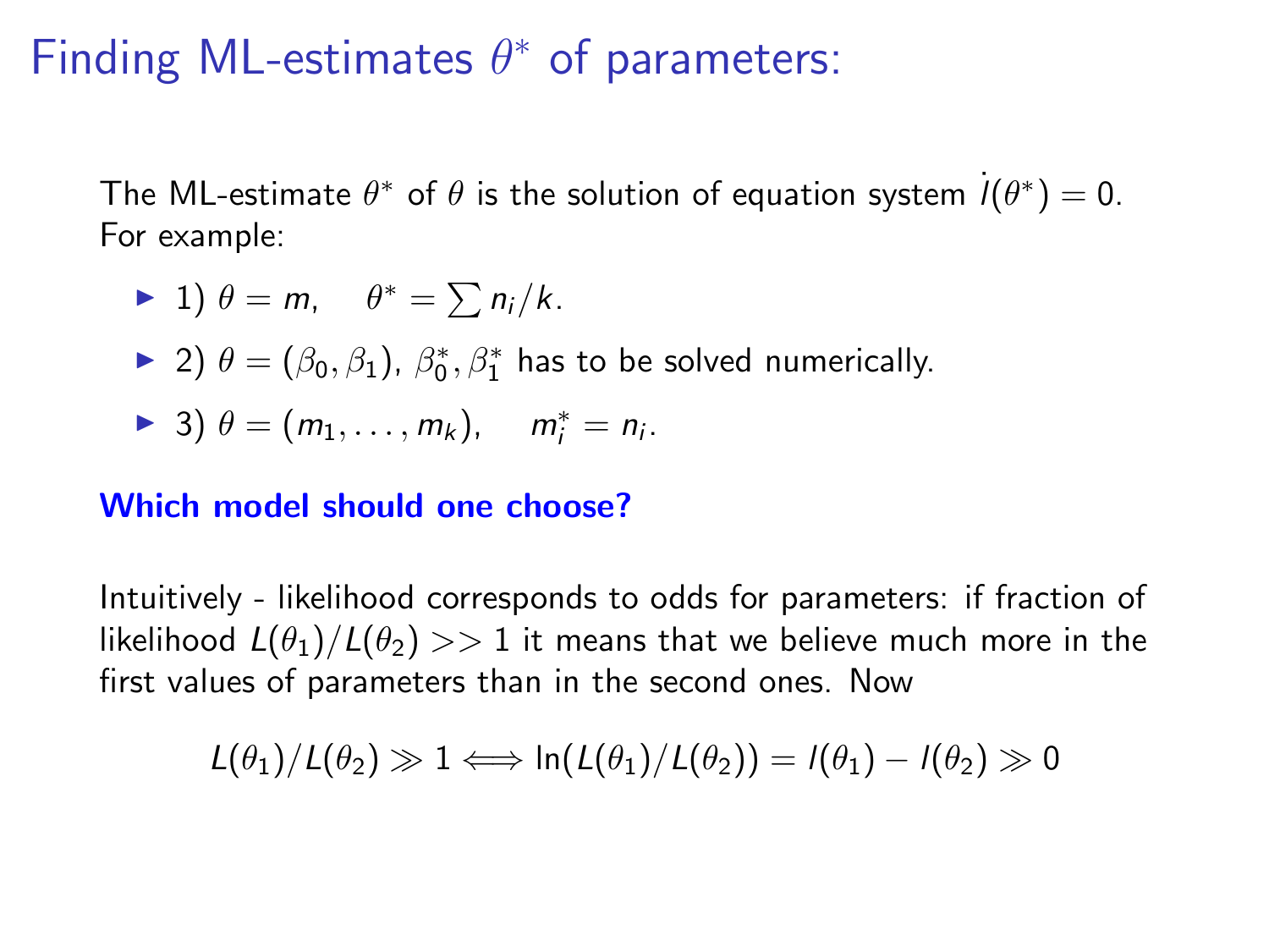# Finding ML-estimates $\theta^*$ of parameters:

The ML-estimate $\theta^*$ of $\theta$ is the solution of equation system $\dot{l}(\theta^*) = 0$. For example:

- 1) $\theta = m, \quad \theta^* = \sum n_i / k$.
- 2) $\theta = (\beta_0, \beta_1)$, $\beta_0^*, \beta_1^*$ has to be solved numerically.
- 3) $\theta = (m_1, \ldots, m_k), \quad m_i^* = n_i$.

**Which model should one choose?**

Intuitively - likelihood corresponds to odds for parameters: if fraction of likelihood $L(\theta_1)/L(\theta_2) >> 1$ it means that we believe much more in the first values of parameters than in the second ones. Now

$$L(\theta_1)/L(\theta_2) \gg 1 \Longleftrightarrow \ln(L(\theta_1)/L(\theta_2)) = l(\theta_1) - l(\theta_2) \gg 0$$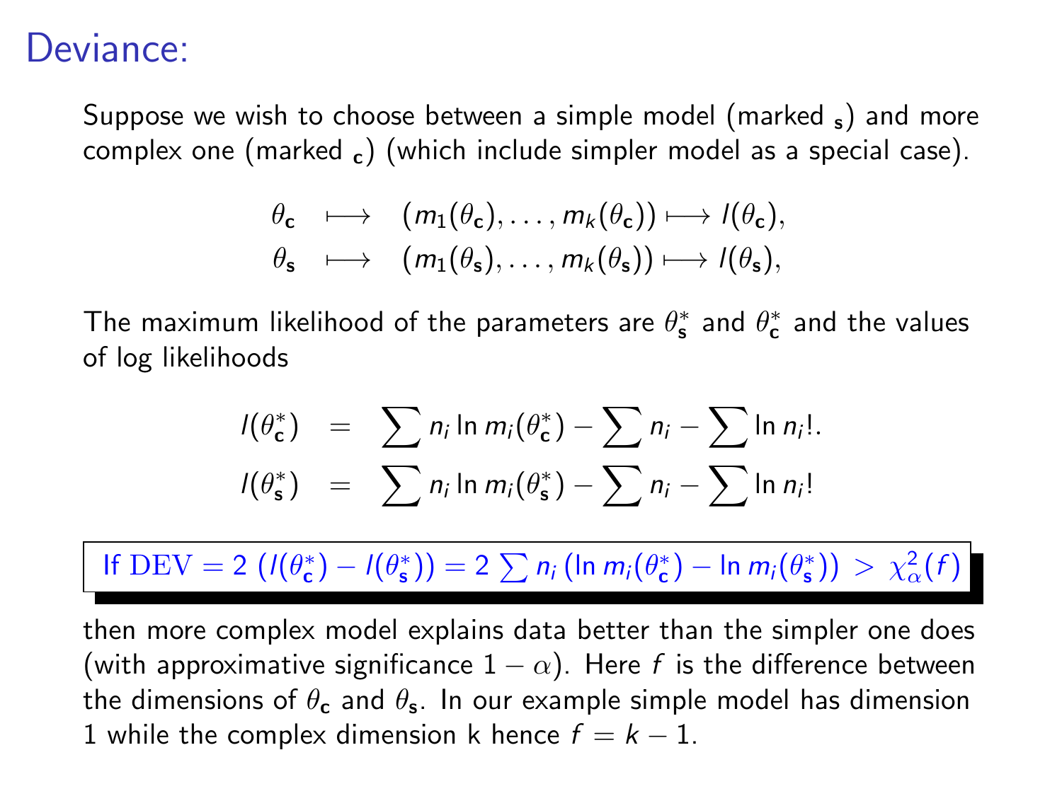# Deviance:

Suppose we wish to choose between a simple model (marked $_\mathbf{s}$) and more complex one (marked $_\mathbf{c}$) (which include simpler model as a special case).

$$
\begin{aligned}
\theta_\mathbf{c} &\longmapsto (m_1(\theta_\mathbf{c}), \ldots, m_k(\theta_\mathbf{c})) \longmapsto l(\theta_\mathbf{c}), \\
\theta_\mathbf{s} &\longmapsto (m_1(\theta_\mathbf{s}), \ldots, m_k(\theta_\mathbf{s})) \longmapsto l(\theta_\mathbf{s}),
\end{aligned}
$$

The maximum likelihood of the parameters are $\theta^*_\mathbf{s}$ and $\theta^*_\mathbf{c}$ and the values of log likelihoods

$$
\begin{aligned}
l(\theta^*_\mathbf{c}) &= \sum n_i \ln m_i(\theta^*_\mathbf{c}) - \sum n_i - \sum \ln n_i!. \\
l(\theta^*_\mathbf{s}) &= \sum n_i \ln m_i(\theta^*_\mathbf{s}) - \sum n_i - \sum \ln n_i!
\end{aligned}
$$

$$
\text{If } \mathrm{DEV} = 2\left(l(\theta^*_\mathbf{c}) - l(\theta^*_\mathbf{s})\right) = 2\sum n_i \left(\ln m_i(\theta^*_\mathbf{c}) - \ln m_i(\theta^*_\mathbf{s})\right) > \chi^2_\alpha(f)
$$

then more complex model explains data better than the simpler one does (with approximative significance $1 - \alpha$). Here $f$ is the difference between the dimensions of $\theta_\mathbf{c}$ and $\theta_\mathbf{s}$. In our example simple model has dimension 1 while the complex dimension k hence $f = k - 1$.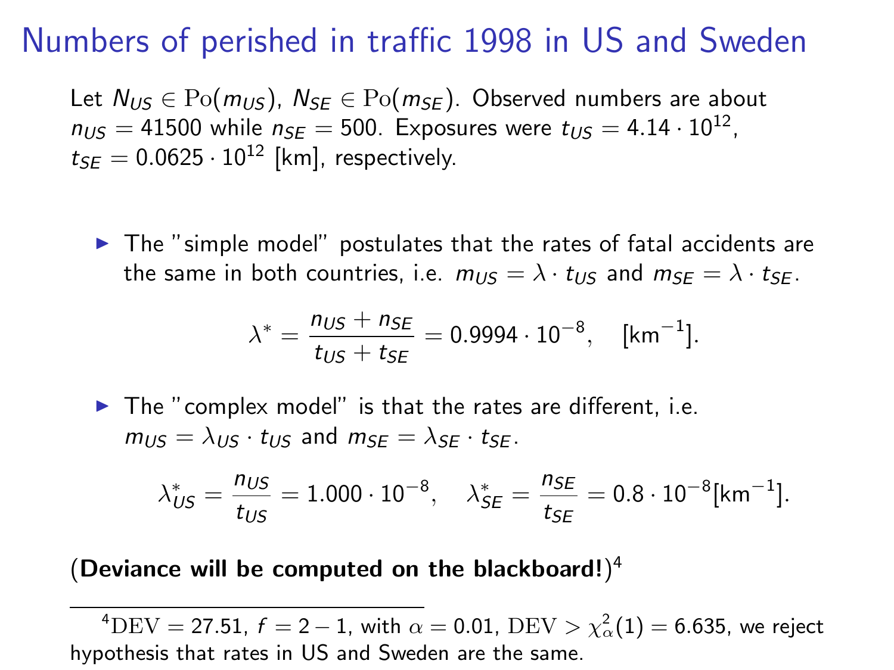# Numbers of perished in traffic 1998 in US and Sweden

Let $N_{US} \in \mathrm{Po}(m_{US})$, $N_{SE} \in \mathrm{Po}(m_{SE})$. Observed numbers are about $n_{US} = 41500$ while $n_{SE} = 500$. Exposures were $t_{US} = 4.14 \cdot 10^{12}$, $t_{SE} = 0.0625 \cdot 10^{12}$ [km], respectively.

- The "simple model" postulates that the rates of fatal accidents are the same in both countries, i.e. $m_{US} = \lambda \cdot t_{US}$ and $m_{SE} = \lambda \cdot t_{SE}$.

$$\lambda^* = \frac{n_{US} + n_{SE}}{t_{US} + t_{SE}} = 0.9994 \cdot 10^{-8}, \quad [\mathrm{km}^{-1}].$$

- The "complex model" is that the rates are different, i.e. $m_{US} = \lambda_{US} \cdot t_{US}$ and $m_{SE} = \lambda_{SE} \cdot t_{SE}$.

$$\lambda^*_{US} = \frac{n_{US}}{t_{US}} = 1.000 \cdot 10^{-8}, \quad \lambda^*_{SE} = \frac{n_{SE}}{t_{SE}} = 0.8 \cdot 10^{-8} [\mathrm{km}^{-1}].$$

(**Deviance will be computed on the blackboard!**)[4]

---

[4] $\mathrm{DEV} = 27.51$, $f = 2 - 1$, with $\alpha = 0.01$, $\mathrm{DEV} > \chi^2_\alpha(1) = 6.635$, we reject hypothesis that rates in US and Sweden are the same.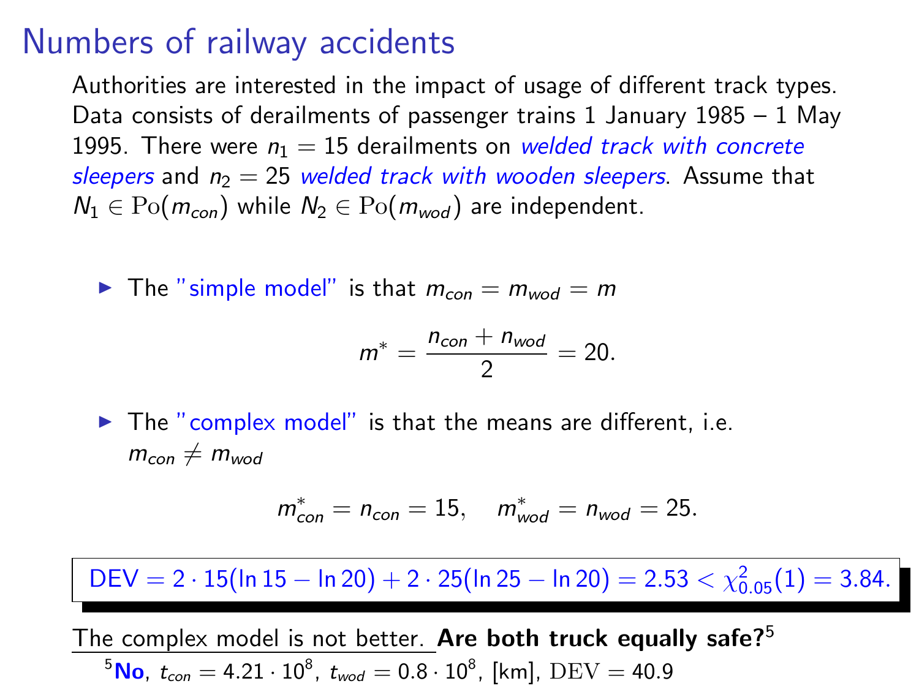# Numbers of railway accidents

Authorities are interested in the impact of usage of different track types. Data consists of derailments of passenger trains 1 January 1985 – 1 May 1995. There were $n_1 = 15$ derailments on *welded track with concrete sleepers* and $n_2 = 25$ *welded track with wooden sleepers*. Assume that $N_1 \in \mathrm{Po}(m_{con})$ while $N_2 \in \mathrm{Po}(m_{wod})$ are independent.

- The "simple model" is that $m_{con} = m_{wod} = m$

$$m^* = \frac{n_{con} + n_{wod}}{2} = 20.$$

- The "complex model" is that the means are different, i.e. $m_{con} \neq m_{wod}$

$$m^*_{con} = n_{con} = 15, \quad m^*_{wod} = n_{wod} = 25.$$

$$\mathrm{DEV} = 2 \cdot 15(\ln 15 - \ln 20) + 2 \cdot 25(\ln 25 - \ln 20) = 2.53 < \chi^2_{0.05}(1) = 3.84.$$

The complex model is not better. **Are both truck equally safe?**[5]

[5] **No**, $t_{con} = 4.21 \cdot 10^8$, $t_{wod} = 0.8 \cdot 10^8$, [km], $\mathrm{DEV} = 40.9$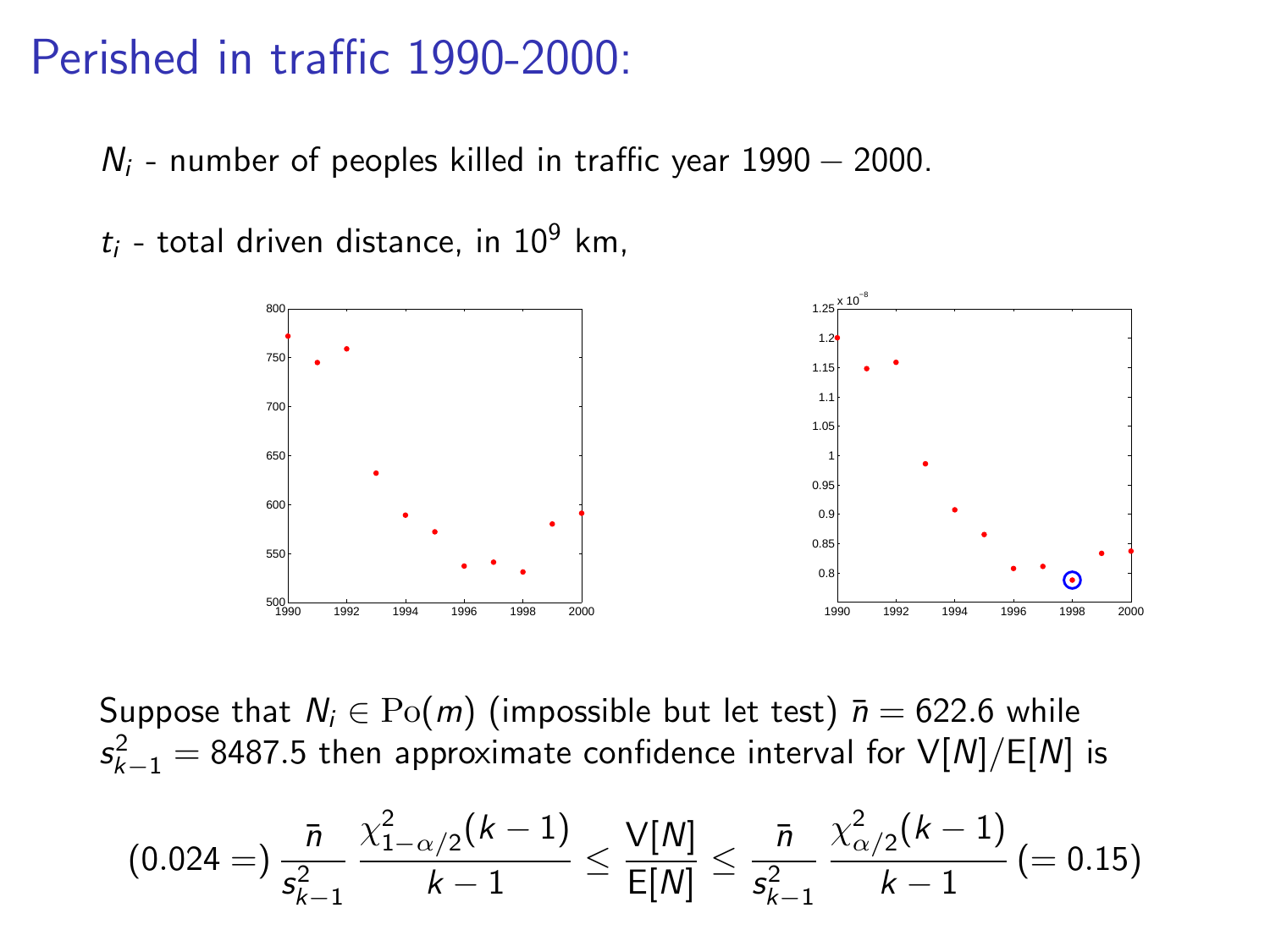# Perished in traffic 1990-2000:

$N_i$ - number of peoples killed in traffic year $1990 - 2000$.

$t_i$ - total driven distance, in $10^9$ km,

Suppose that $N_i \in \mathrm{Po}(m)$ (impossible but let test) $\bar{n} = 622.6$ while $s^2_{k-1} = 8487.5$ then approximate confidence interval for $\mathsf{V}[N]/\mathsf{E}[N]$ is

$$(0.024 =)\ \frac{\bar{n}}{s^2_{k-1}}\ \frac{\chi^2_{1-\alpha/2}(k-1)}{k-1} \leq \frac{\mathsf{V}[N]}{\mathsf{E}[N]} \leq \frac{\bar{n}}{s^2_{k-1}}\ \frac{\chi^2_{\alpha/2}(k-1)}{k-1}\ (= 0.15)$$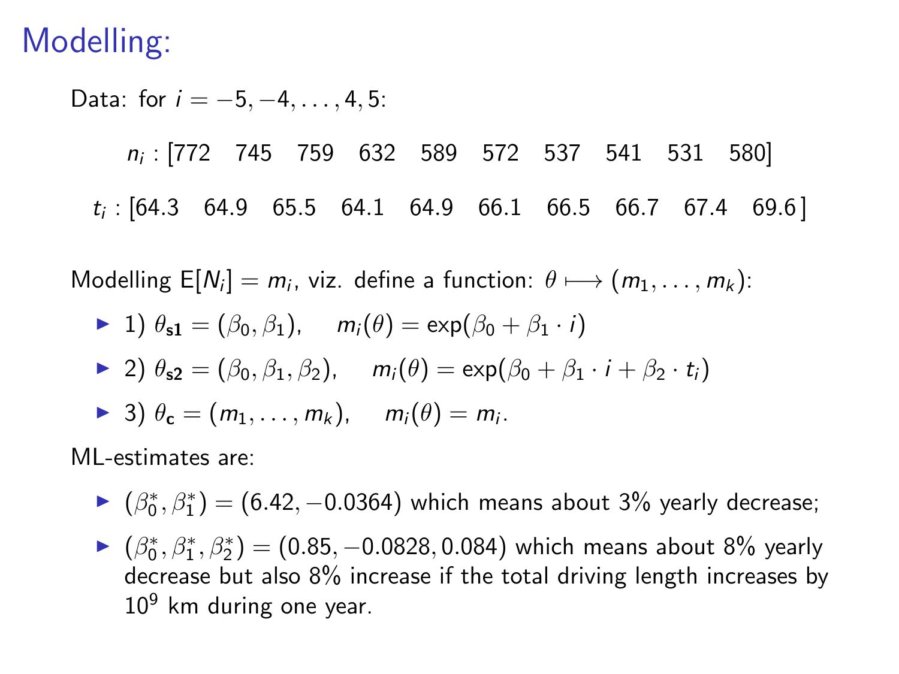# Modelling:

Data: for $i = -5, -4, \ldots, 4, 5$:

$n_i$ : [772  745  759  632  589  572  537  541  531  580]

$t_i$ : [64.3  64.9  65.5  64.1  64.9  66.1  66.5  66.7  67.4  69.6]

Modelling $\mathrm{E}[N_i] = m_i$, viz. define a function: $\theta \longmapsto (m_1, \ldots, m_k)$:

- 1) $\theta_{\mathbf{s1}} = (\beta_0, \beta_1)$, $\quad m_i(\theta) = \exp(\beta_0 + \beta_1 \cdot i)$
- 2) $\theta_{\mathbf{s2}} = (\beta_0, \beta_1, \beta_2)$, $\quad m_i(\theta) = \exp(\beta_0 + \beta_1 \cdot i + \beta_2 \cdot t_i)$
- 3) $\theta_{\mathbf{c}} = (m_1, \ldots, m_k)$, $\quad m_i(\theta) = m_i$.

ML-estimates are:

- $(\beta_0^*, \beta_1^*) = (6.42, -0.0364)$ which means about 3% yearly decrease;
- $(\beta_0^*, \beta_1^*, \beta_2^*) = (0.85, -0.0828, 0.084)$ which means about 8% yearly decrease but also 8% increase if the total driving length increases by $10^9$ km during one year.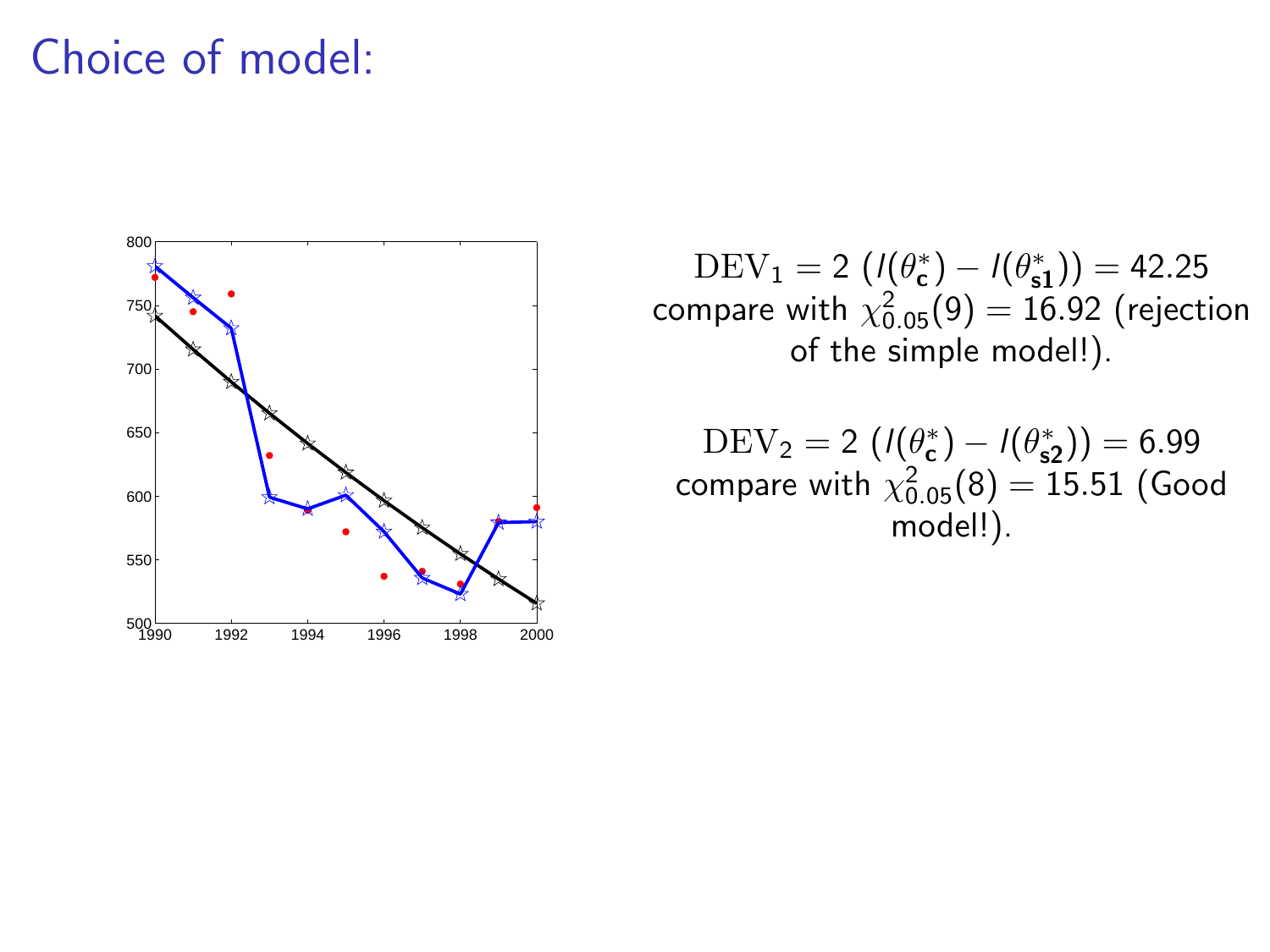# Choice of model:

$$\mathrm{DEV}_1 = 2\ (l(\theta^*_{\mathbf{c}}) - l(\theta^*_{\mathbf{s1}})) = 42.25$$

compare with $\chi^2_{0.05}(9) = 16.92$ (rejection of the simple model!).

$$\mathrm{DEV}_2 = 2\ (l(\theta^*_{\mathbf{c}}) - l(\theta^*_{\mathbf{s2}})) = 6.99$$

compare with $\chi^2_{0.05}(8) = 15.51$ (Good model!).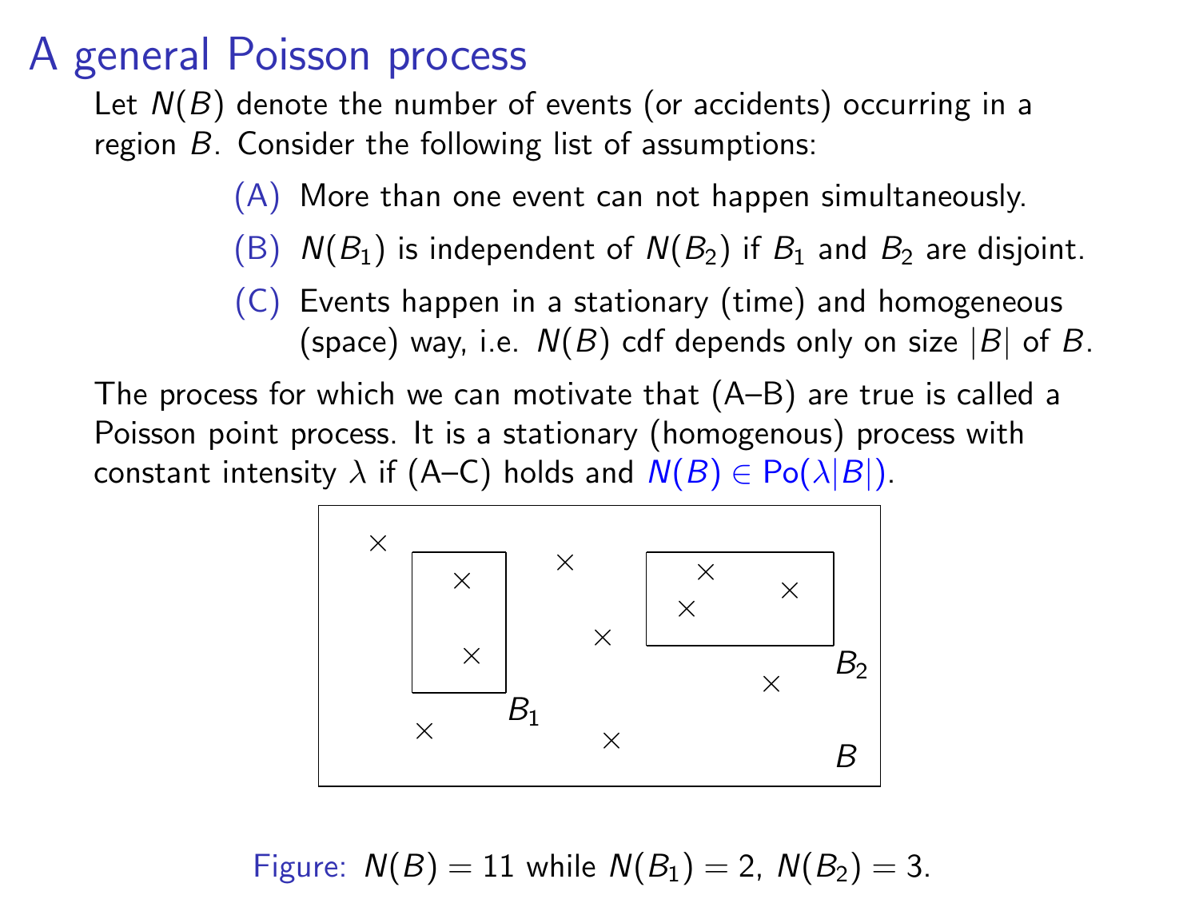# A general Poisson process

Let $N(B)$ denote the number of events (or accidents) occurring in a region $B$. Consider the following list of assumptions:

- (A) More than one event can not happen simultaneously.
- (B) $N(B_1)$ is independent of $N(B_2)$ if $B_1$ and $B_2$ are disjoint.
- (C) Events happen in a stationary (time) and homogeneous (space) way, i.e. $N(B)$ cdf depends only on size $|B|$ of $B$.

The process for which we can motivate that (A–B) are true is called a Poisson point process. It is a stationary (homogenous) process with constant intensity $\lambda$ if (A–C) holds and $N(B) \in \mathrm{Po}(\lambda|B|)$.

Figure: $N(B) = 11$ while $N(B_1) = 2$, $N(B_2) = 3$.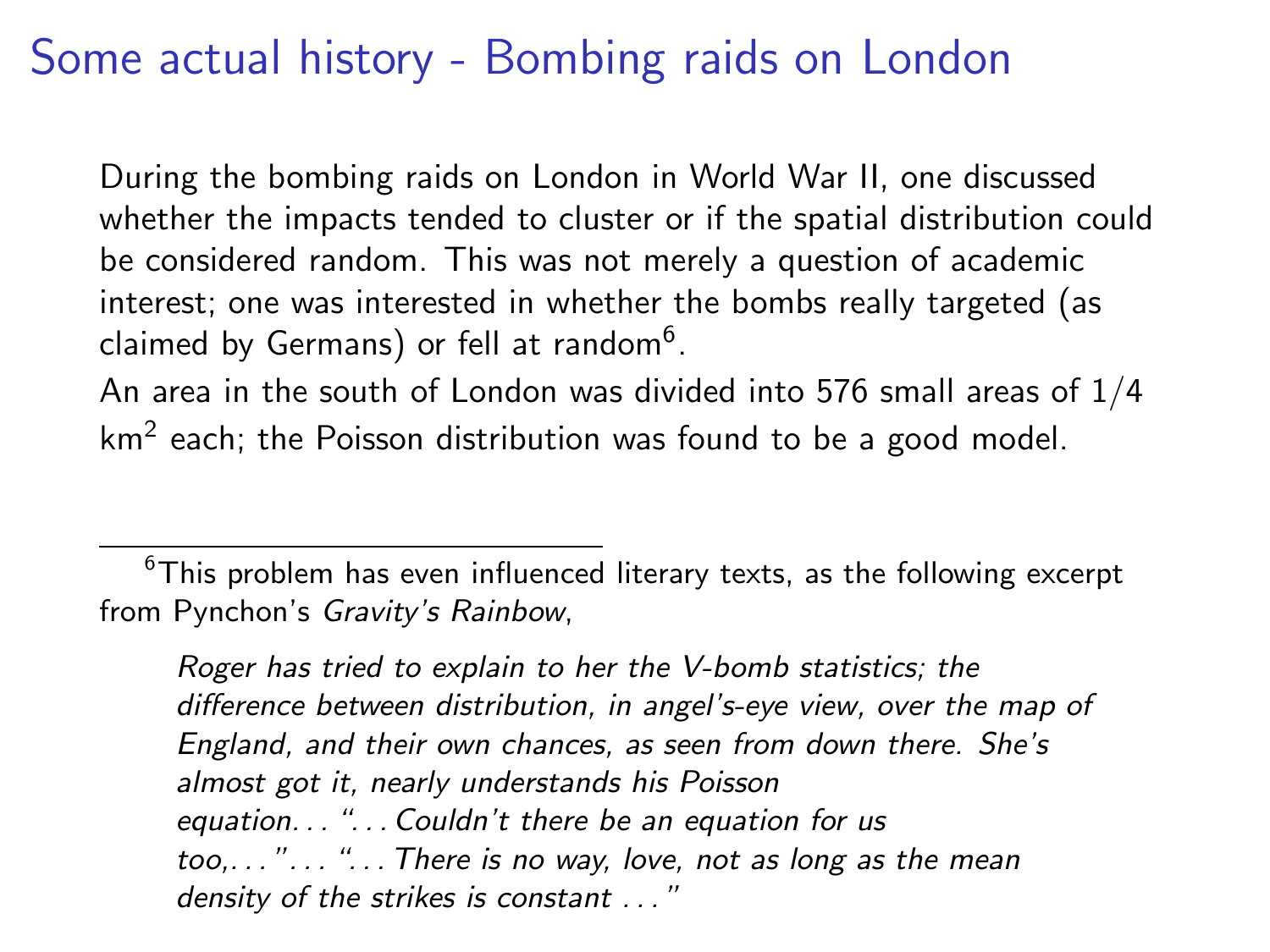# Some actual history - Bombing raids on London

During the bombing raids on London in World War II, one discussed whether the impacts tended to cluster or if the spatial distribution could be considered random. This was not merely a question of academic interest; one was interested in whether the bombs really targeted (as claimed by Germans) or fell at random[6].

An area in the south of London was divided into 576 small areas of $1/4$ $\text{km}^2$ each; the Poisson distribution was found to be a good model.

---

[6] This problem has even influenced literary texts, as the following excerpt from Pynchon's *Gravity's Rainbow*,

> *Roger has tried to explain to her the V-bomb statistics; the difference between distribution, in angel's-eye view, over the map of England, and their own chances, as seen from down there. She's almost got it, nearly understands his Poisson equation... "...Couldn't there be an equation for us too,..."... "...There is no way, love, not as long as the mean density of the strikes is constant ..."*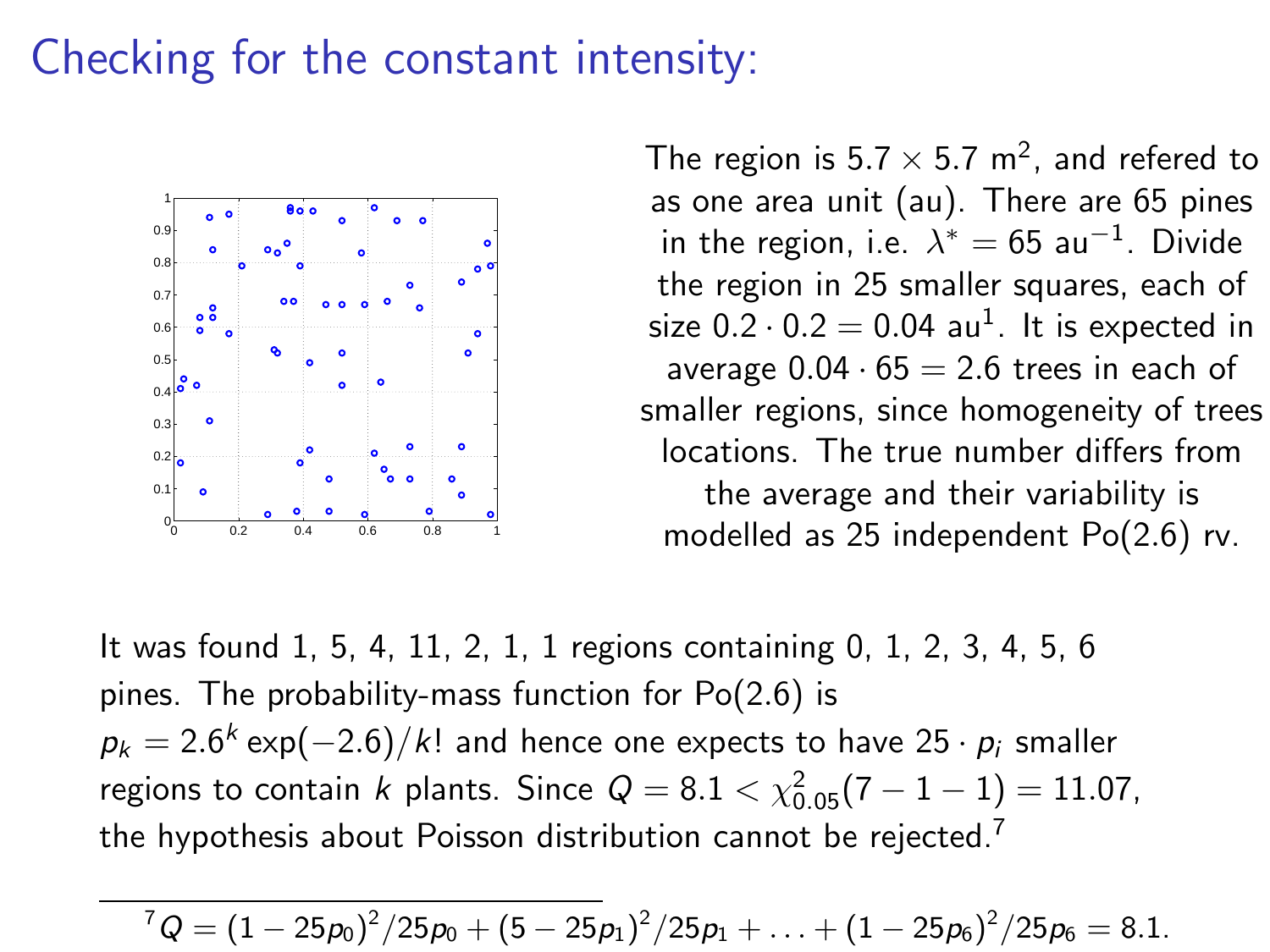# Checking for the constant intensity:

The region is $5.7 \times 5.7$ m$^2$, and refered to as one area unit (au). There are 65 pines in the region, i.e. $\lambda^* = 65$ au$^{-1}$. Divide the region in 25 smaller squares, each of size $0.2 \cdot 0.2 = 0.04$ au$^1$. It is expected in average $0.04 \cdot 65 = 2.6$ trees in each of smaller regions, since homogeneity of trees locations. The true number differs from the average and their variability is modelled as 25 independent Po(2.6) rv.

It was found 1, 5, 4, 11, 2, 1, 1 regions containing 0, 1, 2, 3, 4, 5, 6 pines. The probability-mass function for Po(2.6) is $p_k = 2.6^k \exp(-2.6)/k!$ and hence one expects to have $25 \cdot p_i$ smaller regions to contain $k$ plants. Since $Q = 8.1 < \chi^2_{0.05}(7-1-1) = 11.07$, the hypothesis about Poisson distribution cannot be rejected.[7]

[7] $Q = (1-25p_0)^2/25p_0 + (5-25p_1)^2/25p_1 + \ldots + (1-25p_6)^2/25p_6 = 8.1$.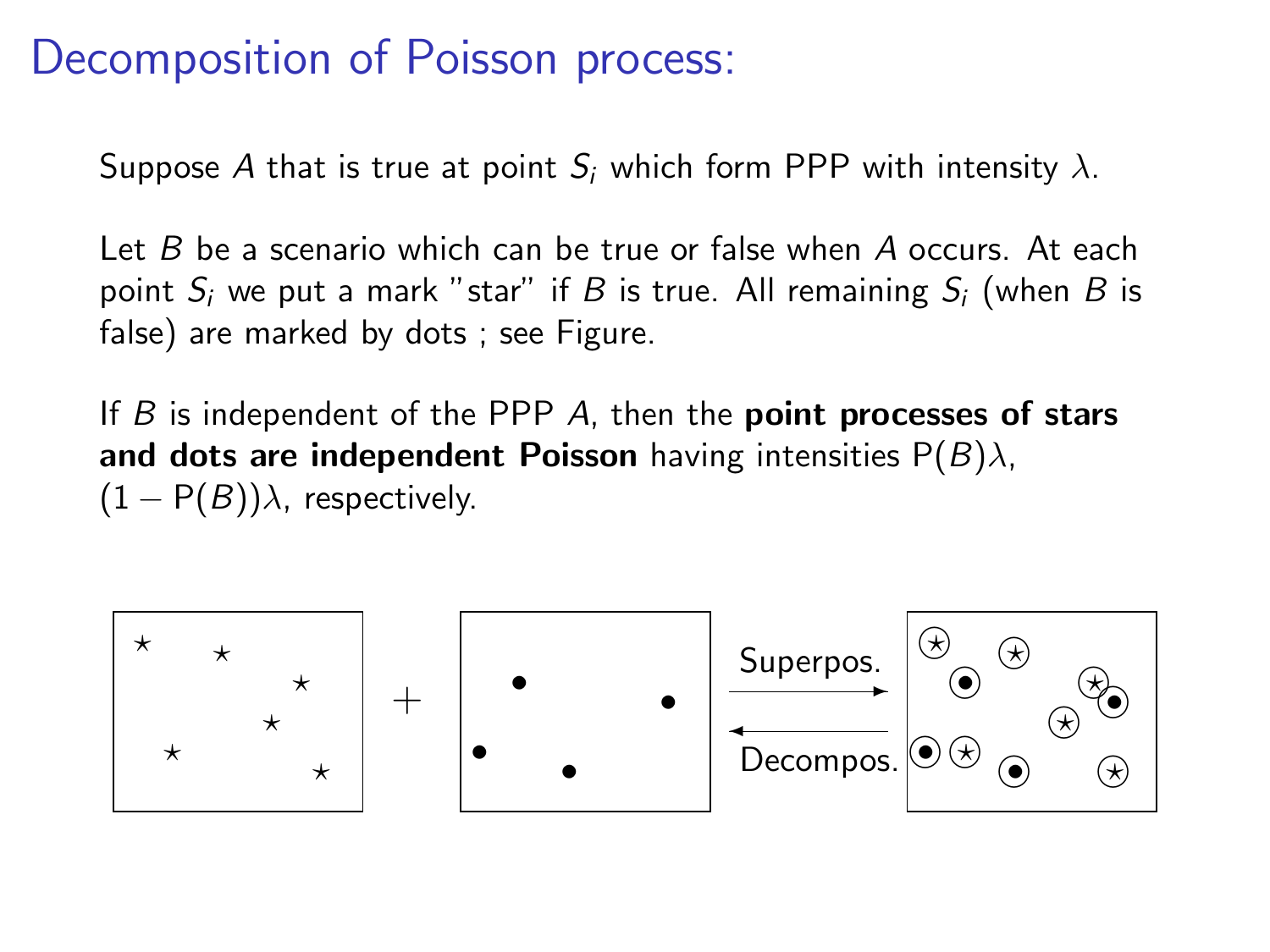# Decomposition of Poisson process:

Suppose $A$ that is true at point $S_i$ which form PPP with intensity $\lambda$.

Let $B$ be a scenario which can be true or false when $A$ occurs. At each point $S_i$ we put a mark "star" if $B$ is true. All remaining $S_i$ (when $B$ is false) are marked by dots ; see Figure.

If $B$ is independent of the PPP $A$, then the **point processes of stars and dots are independent Poisson** having intensities $\mathsf{P}(B)\lambda$, $(1 - \mathsf{P}(B))\lambda$, respectively.

Superpos.

Decompos.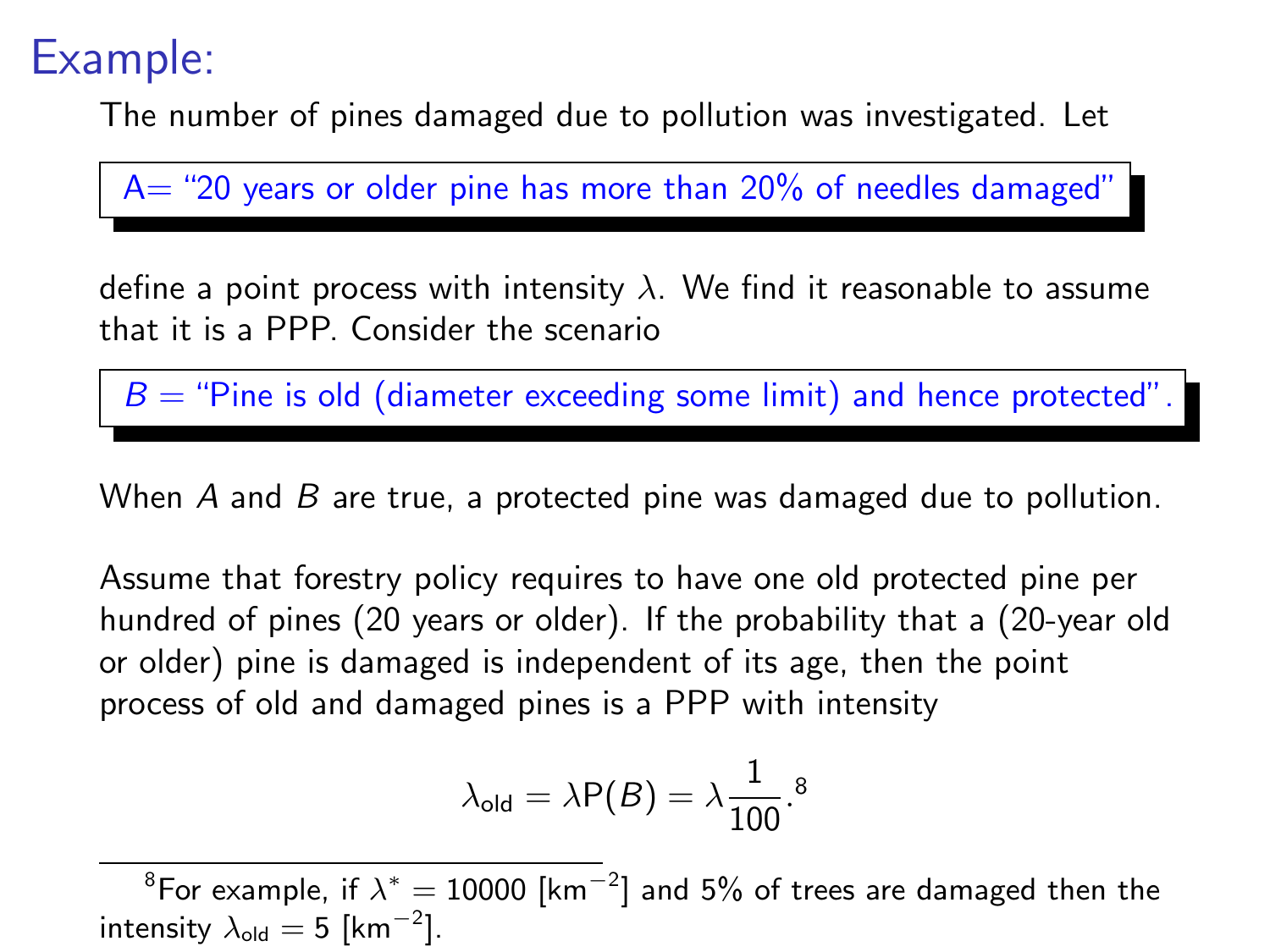# Example:

The number of pines damaged due to pollution was investigated. Let

A= "20 years or older pine has more than 20% of needles damaged"

define a point process with intensity $\lambda$. We find it reasonable to assume that it is a PPP. Consider the scenario

$B$ = "Pine is old (diameter exceeding some limit) and hence protected".

When $A$ and $B$ are true, a protected pine was damaged due to pollution.

Assume that forestry policy requires to have one old protected pine per hundred of pines (20 years or older). If the probability that a (20-year old or older) pine is damaged is independent of its age, then the point process of old and damaged pines is a PPP with intensity

$$\lambda_{\text{old}} = \lambda \mathsf{P}(B) = \lambda \frac{1}{100}.[8]$$

[8] For example, if $\lambda^* = 10000$ [km$^{-2}$] and 5% of trees are damaged then the intensity $\lambda_{\text{old}} = 5$ [km$^{-2}$].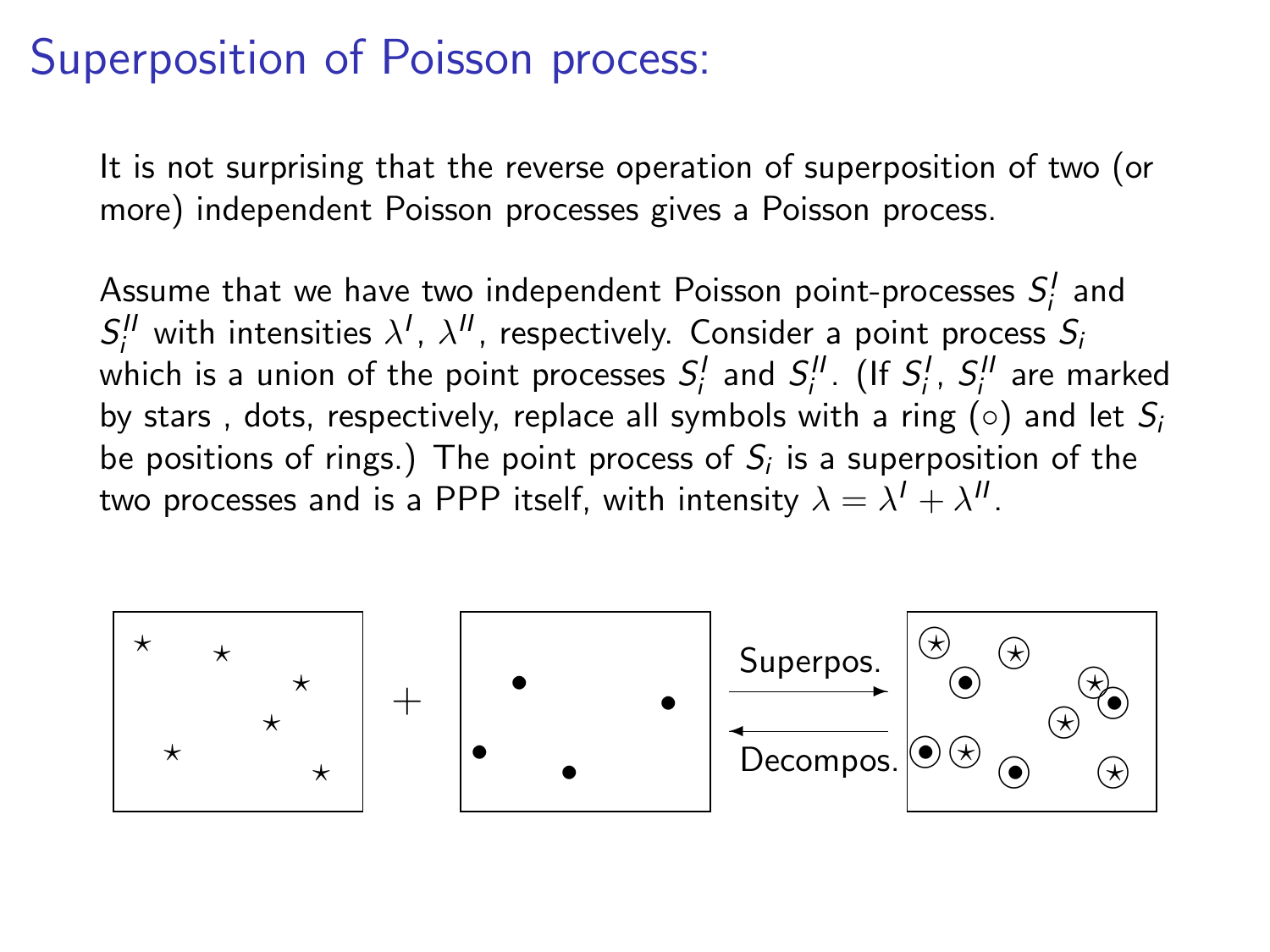# Superposition of Poisson process:

It is not surprising that the reverse operation of superposition of two (or more) independent Poisson processes gives a Poisson process.

Assume that we have two independent Poisson point-processes $S_i^I$ and $S_i^{II}$ with intensities $\lambda^I$, $\lambda^{II}$, respectively. Consider a point process $S_i$ which is a union of the point processes $S_i^I$ and $S_i^{II}$. (If $S_i^I$, $S_i^{II}$ are marked by stars , dots, respectively, replace all symbols with a ring ($\circ$) and let $S_i$ be positions of rings.) The point process of $S_i$ is a superposition of the two processes and is a PPP itself, with intensity $\lambda = \lambda^I + \lambda^{II}$.

Superpos.

Decompos.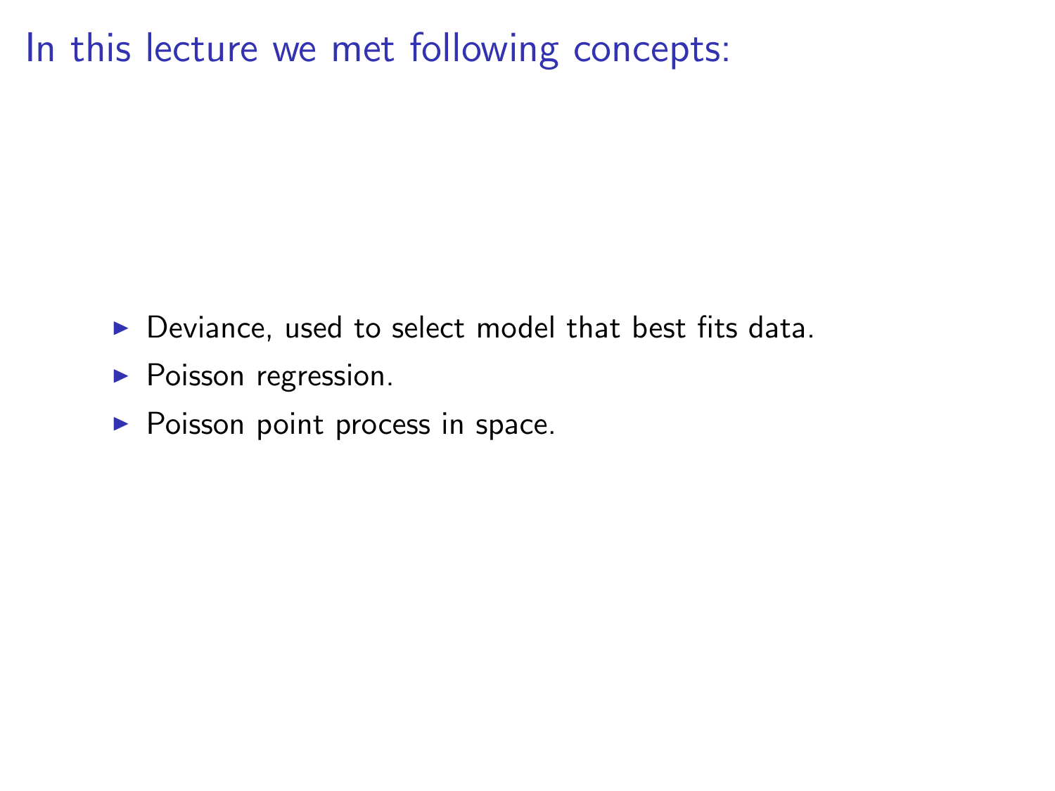# In this lecture we met following concepts:

- Deviance, used to select model that best fits data.
- Poisson regression.
- Poisson point process in space.